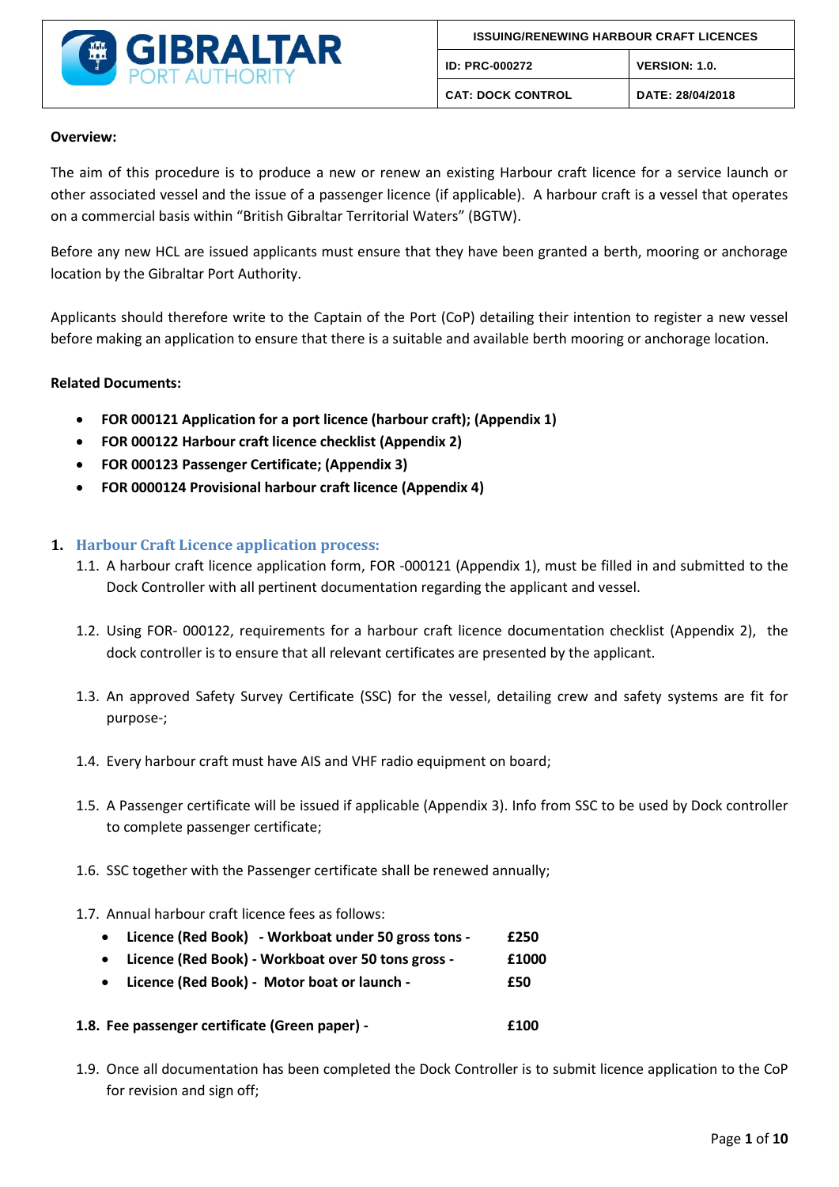| GIBRALTAR PORT AUTHORITY | ISSUING/RENEWING HARBOUR CRAFT LICENCES | |
|---|---|---|
| | ID: PRC-000272 | VERSION: 1.0. |
| | CAT: DOCK CONTROL | DATE: 28/04/2018 |

**Overview:**

The aim of this procedure is to produce a new or renew an existing Harbour craft licence for a service launch or other associated vessel and the issue of a passenger licence (if applicable). A harbour craft is a vessel that operates on a commercial basis within "British Gibraltar Territorial Waters" (BGTW).

Before any new HCL are issued applicants must ensure that they have been granted a berth, mooring or anchorage location by the Gibraltar Port Authority.

Applicants should therefore write to the Captain of the Port (CoP) detailing their intention to register a new vessel before making an application to ensure that there is a suitable and available berth mooring or anchorage location.

**Related Documents:**

- **FOR 000121 Application for a port licence (harbour craft); (Appendix 1)**
- **FOR 000122 Harbour craft licence checklist (Appendix 2)**
- **FOR 000123 Passenger Certificate; (Appendix 3)**
- **FOR 0000124 Provisional harbour craft licence (Appendix 4)**

## 1. Harbour Craft Licence application process:

1.1. A harbour craft licence application form, FOR -000121 (Appendix 1), must be filled in and submitted to the Dock Controller with all pertinent documentation regarding the applicant and vessel.

1.2. Using FOR- 000122, requirements for a harbour craft licence documentation checklist (Appendix 2), the dock controller is to ensure that all relevant certificates are presented by the applicant.

1.3. An approved Safety Survey Certificate (SSC) for the vessel, detailing crew and safety systems are fit for purpose-;

1.4. Every harbour craft must have AIS and VHF radio equipment on board;

1.5. A Passenger certificate will be issued if applicable (Appendix 3). Info from SSC to be used by Dock controller to complete passenger certificate;

1.6. SSC together with the Passenger certificate shall be renewed annually;

1.7. Annual harbour craft licence fees as follows:

- **Licence (Red Book) - Workboat under 50 gross tons - £250**
- **Licence (Red Book) - Workboat over 50 tons gross - £1000**
- **Licence (Red Book) - Motor boat or launch - £50**

**1.8. Fee passenger certificate (Green paper) - £100**

1.9. Once all documentation has been completed the Dock Controller is to submit licence application to the CoP for revision and sign off;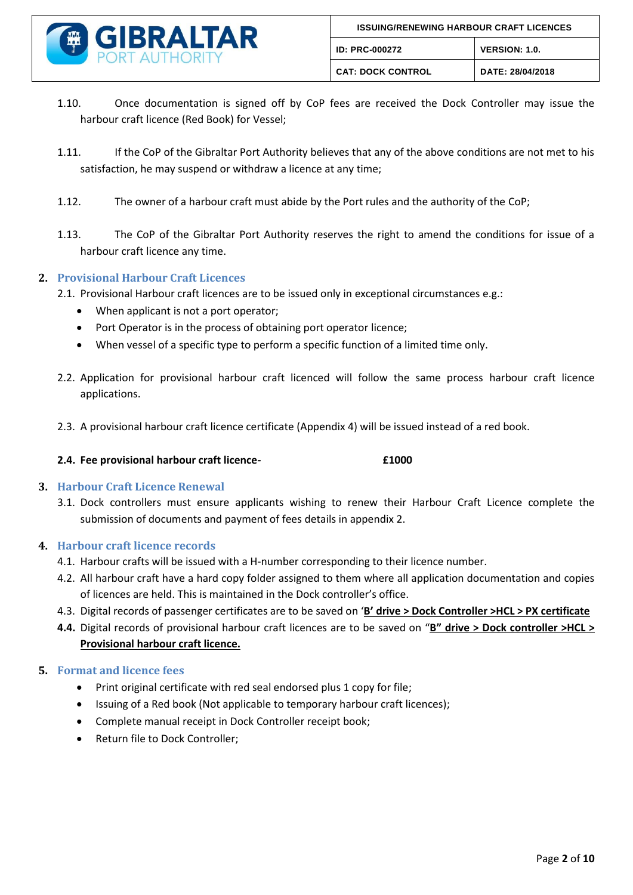1.10. Once documentation is signed off by CoP fees are received the Dock Controller may issue the harbour craft licence (Red Book) for Vessel;

1.11. If the CoP of the Gibraltar Port Authority believes that any of the above conditions are not met to his satisfaction, he may suspend or withdraw a licence at any time;

1.12. The owner of a harbour craft must abide by the Port rules and the authority of the CoP;

1.13. The CoP of the Gibraltar Port Authority reserves the right to amend the conditions for issue of a harbour craft licence any time.

## 2. Provisional Harbour Craft Licences

2.1. Provisional Harbour craft licences are to be issued only in exceptional circumstances e.g.:

- When applicant is not a port operator;
- Port Operator is in the process of obtaining port operator licence;
- When vessel of a specific type to perform a specific function of a limited time only.

2.2. Application for provisional harbour craft licenced will follow the same process harbour craft licence applications.

2.3. A provisional harbour craft licence certificate (Appendix 4) will be issued instead of a red book.

**2.4. Fee provisional harbour craft licence- £1000**

## 3. Harbour Craft Licence Renewal

3.1. Dock controllers must ensure applicants wishing to renew their Harbour Craft Licence complete the submission of documents and payment of fees details in appendix 2.

## 4. Harbour craft licence records

4.1. Harbour crafts will be issued with a H-number corresponding to their licence number.

4.2. All harbour craft have a hard copy folder assigned to them where all application documentation and copies of licences are held. This is maintained in the Dock controller's office.

4.3. Digital records of passenger certificates are to be saved on '**B' drive > Dock Controller >HCL > PX certificate**

**4.4.** Digital records of provisional harbour craft licences are to be saved on "**B" drive > Dock controller >HCL > Provisional harbour craft licence.**

## 5. Format and licence fees

- Print original certificate with red seal endorsed plus 1 copy for file;
- Issuing of a Red book (Not applicable to temporary harbour craft licences);
- Complete manual receipt in Dock Controller receipt book;
- Return file to Dock Controller;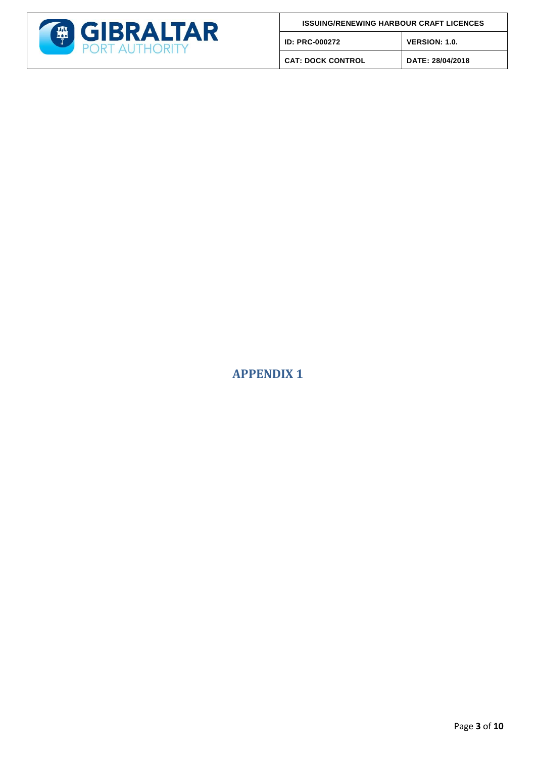# APPENDIX 1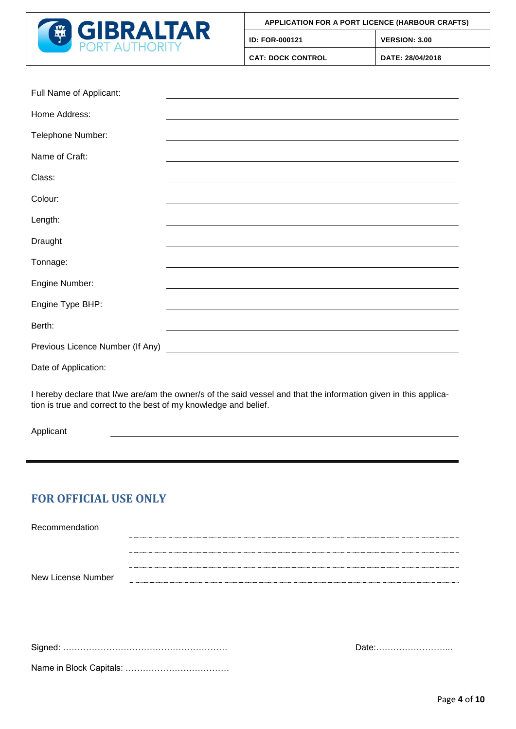| GIBRALTAR PORT AUTHORITY | APPLICATION FOR A PORT LICENCE (HARBOUR CRAFTS) | |
|---|---|---|
| | ID: FOR-000121 | VERSION: 3.00 |
| | CAT: DOCK CONTROL | DATE: 28/04/2018 |

Full Name of Applicant: ______________________________

Home Address: ______________________________

Telephone Number: ______________________________

Name of Craft: ______________________________

Class: ______________________________

Colour: ______________________________

Length: ______________________________

Draught ______________________________

Tonnage: ______________________________

Engine Number: ______________________________

Engine Type BHP: ______________________________

Berth: ______________________________

Previous Licence Number (If Any) ______________________________

Date of Application: ______________________________

I hereby declare that I/we are/am the owner/s of the said vessel and that the information given in this application is true and correct to the best of my knowledge and belief.

Applicant ______________________________

---

## FOR OFFICIAL USE ONLY

Recommendation ..............................................................

..............................................................

..............................................................

New License Number ..............................................................

Signed: ………………………………………………… Date:……………………...

Name in Block Capitals: ………………………………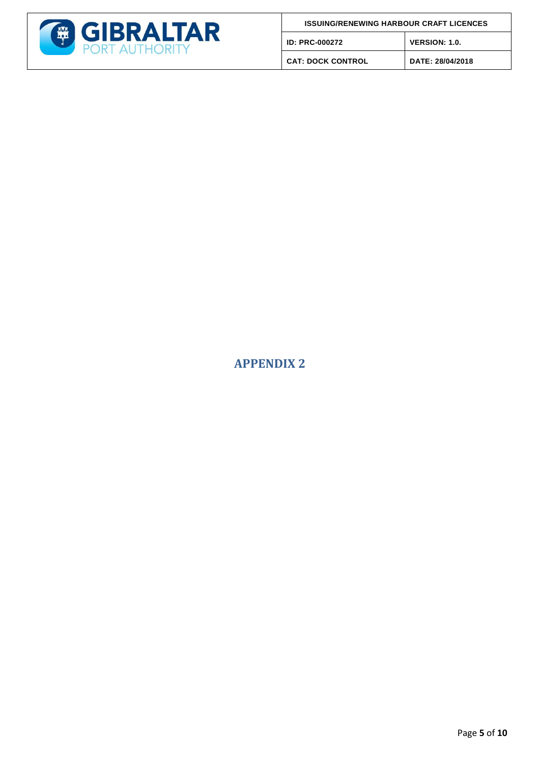# APPENDIX 2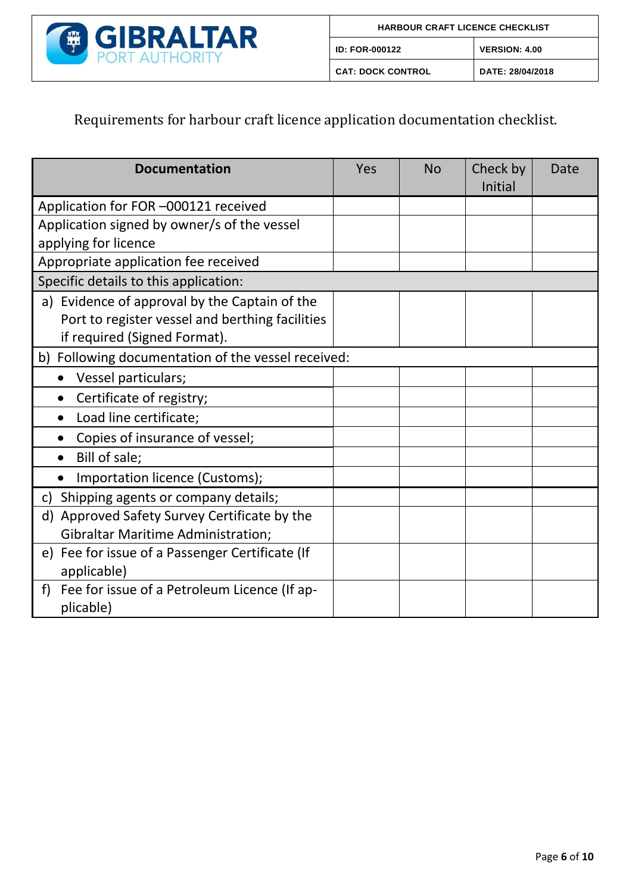| HARBOUR CRAFT LICENCE CHECKLIST | |
|---|---|
| ID: FOR-000122 | VERSION: 4.00 |
| CAT: DOCK CONTROL | DATE: 28/04/2018 |

Requirements for harbour craft licence application documentation checklist.

| Documentation | Yes | No | Check by Initial | Date |
|---|---|---|---|---|
| Application for FOR –000121 received | | | | |
| Application signed by owner/s of the vessel applying for licence | | | | |
| Appropriate application fee received | | | | |
| Specific details to this application: | | | | |
| a) Evidence of approval by the Captain of the Port to register vessel and berthing facilities if required (Signed Format). | | | | |
| b) Following documentation of the vessel received: | | | | |
| • Vessel particulars; | | | | |
| • Certificate of registry; | | | | |
| • Load line certificate; | | | | |
| • Copies of insurance of vessel; | | | | |
| • Bill of sale; | | | | |
| • Importation licence (Customs); | | | | |
| c) Shipping agents or company details; | | | | |
| d) Approved Safety Survey Certificate by the Gibraltar Maritime Administration; | | | | |
| e) Fee for issue of a Passenger Certificate (If applicable) | | | | |
| f) Fee for issue of a Petroleum Licence (If applicable) | | | | |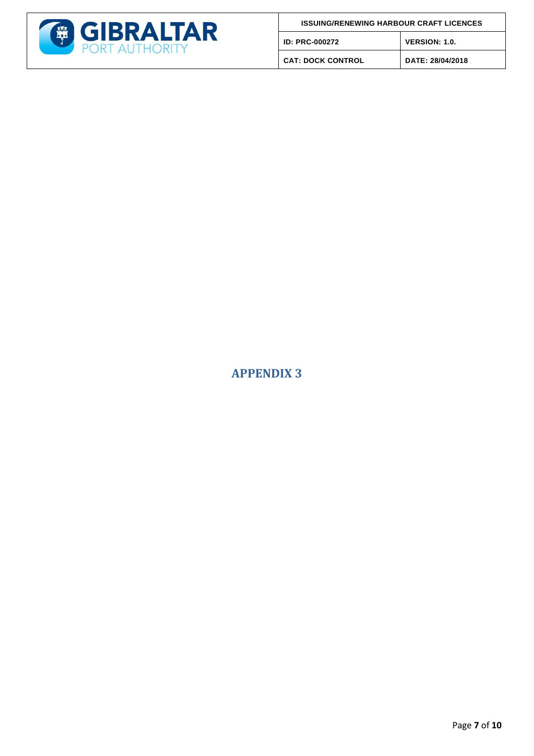# APPENDIX 3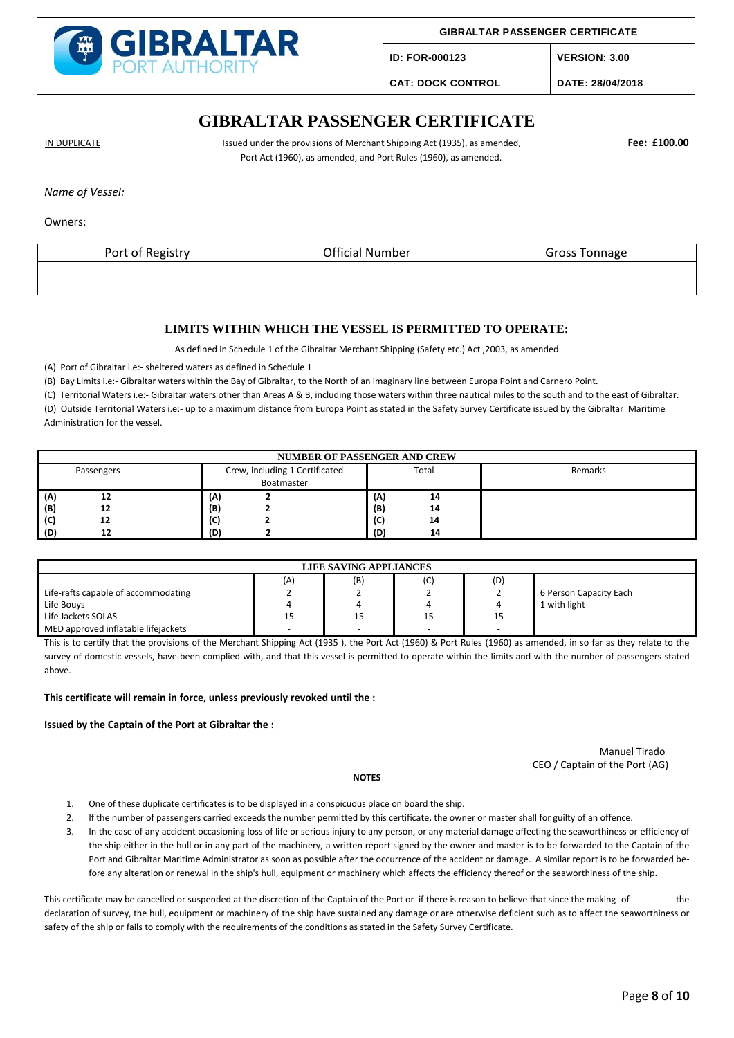| GIBRALTAR PORT AUTHORITY | GIBRALTAR PASSENGER CERTIFICATE | |
|---|---|---|
| | ID: FOR-000123 | VERSION: 3.00 |
| | CAT: DOCK CONTROL | DATE: 28/04/2018 |

# GIBRALTAR PASSENGER CERTIFICATE

IN DUPLICATE

Issued under the provisions of Merchant Shipping Act (1935), as amended, Port Act (1960), as amended, and Port Rules (1960), as amended.

**Fee: £100.00**

*Name of Vessel:*

Owners:

| Port of Registry | Official Number | Gross Tonnage |
|---|---|---|
| | | |

## LIMITS WITHIN WHICH THE VESSEL IS PERMITTED TO OPERATE:

As defined in Schedule 1 of the Gibraltar Merchant Shipping (Safety etc.) Act ,2003, as amended

(A) Port of Gibraltar i.e:- sheltered waters as defined in Schedule 1

(B) Bay Limits i.e:- Gibraltar waters within the Bay of Gibraltar, to the North of an imaginary line between Europa Point and Carnero Point.

(C) Territorial Waters i.e:- Gibraltar waters other than Areas A & B, including those waters within three nautical miles to the south and to the east of Gibraltar.

(D) Outside Territorial Waters i.e:- up to a maximum distance from Europa Point as stated in the Safety Survey Certificate issued by the Gibraltar Maritime Administration for the vessel.

| NUMBER OF PASSENGER AND CREW | | | | | | |
|---|---|---|---|---|---|---|
| Passengers | | Crew, including 1 Certificated Boatmaster | | Total | | Remarks |
| **(A)** | **12** | **(A)** | **2** | **(A)** | **14** | |
| **(B)** | **12** | **(B)** | **2** | **(B)** | **14** | |
| **(C)** | **12** | **(C)** | **2** | **(C)** | **14** | |
| **(D)** | **12** | **(D)** | **2** | **(D)** | **14** | |

| LIFE SAVING APPLIANCES | | | | | |
|---|---|---|---|---|---|
| | (A) | (B) | (C) | (D) | |
| Life-rafts capable of accommodating | 2 | 2 | 2 | 2 | 6 Person Capacity Each |
| Life Bouys | 4 | 4 | 4 | 4 | 1 with light |
| Life Jackets SOLAS | 15 | 15 | 15 | 15 | |
| MED approved inflatable lifejackets | - | - | - | - | |

This is to certify that the provisions of the Merchant Shipping Act (1935 ), the Port Act (1960) & Port Rules (1960) as amended, in so far as they relate to the survey of domestic vessels, have been complied with, and that this vessel is permitted to operate within the limits and with the number of passengers stated above.

**This certificate will remain in force, unless previously revoked until the :**

**Issued by the Captain of the Port at Gibraltar the :**

Manuel Tirado
CEO / Captain of the Port (AG)

**NOTES**

1. One of these duplicate certificates is to be displayed in a conspicuous place on board the ship.
2. If the number of passengers carried exceeds the number permitted by this certificate, the owner or master shall for guilty of an offence.
3. In the case of any accident occasioning loss of life or serious injury to any person, or any material damage affecting the seaworthiness or efficiency of the ship either in the hull or in any part of the machinery, a written report signed by the owner and master is to be forwarded to the Captain of the Port and Gibraltar Maritime Administrator as soon as possible after the occurrence of the accident or damage. A similar report is to be forwarded before any alteration or renewal in the ship's hull, equipment or machinery which affects the efficiency thereof or the seaworthiness of the ship.

This certificate may be cancelled or suspended at the discretion of the Captain of the Port or if there is reason to believe that since the making of the declaration of survey, the hull, equipment or machinery of the ship have sustained any damage or are otherwise deficient such as to affect the seaworthiness or safety of the ship or fails to comply with the requirements of the conditions as stated in the Safety Survey Certificate.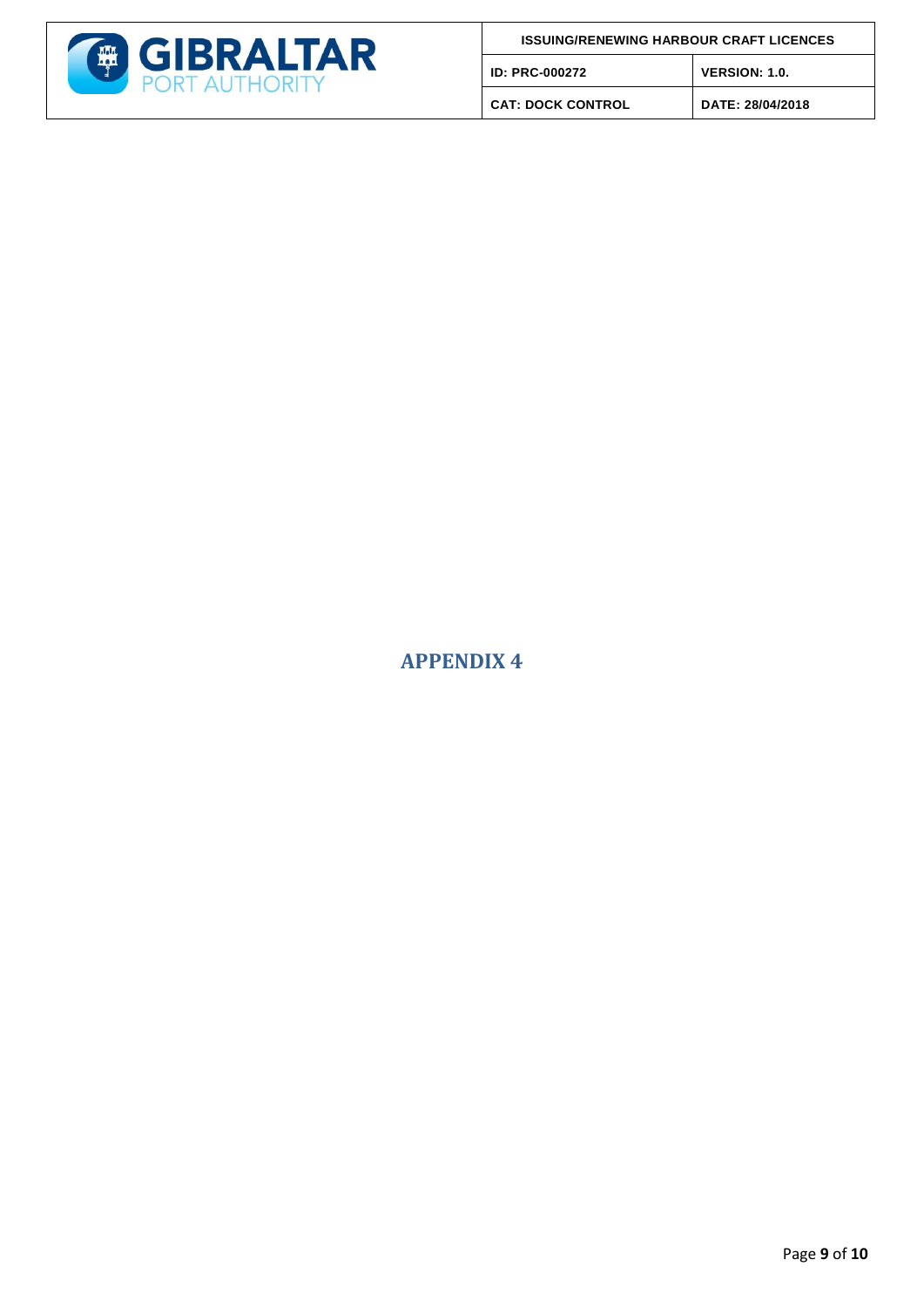# APPENDIX 4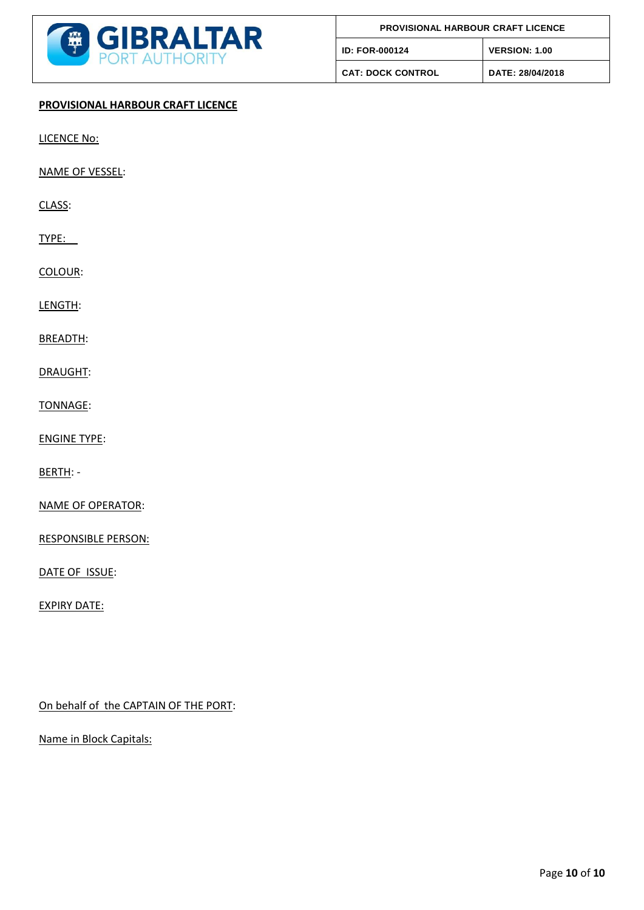**PROVISIONAL HARBOUR CRAFT LICENCE**

LICENCE No:

NAME OF VESSEL:

CLASS:

TYPE:

COLOUR:

LENGTH:

BREADTH:

DRAUGHT:

TONNAGE:

ENGINE TYPE:

BERTH: -

NAME OF OPERATOR:

RESPONSIBLE PERSON:

DATE OF ISSUE:

EXPIRY DATE:

On behalf of the CAPTAIN OF THE PORT:

Name in Block Capitals: